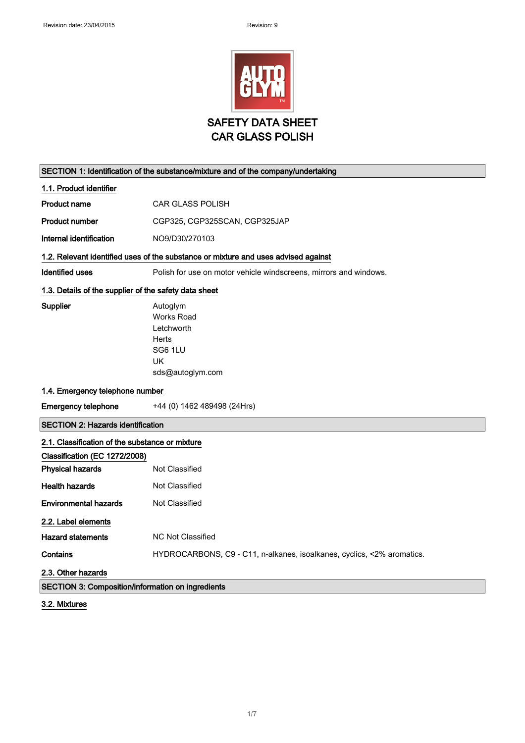# SAFETY DATA SHEET
# CAR GLASS POLISH

## SECTION 1: Identification of the substance/mixture and of the company/undertaking

### 1.1. Product identifier

**Product name** CAR GLASS POLISH

**Product number** CGP325, CGP325SCAN, CGP325JAP

**Internal identification** NO9/D30/270103

### 1.2. Relevant identified uses of the substance or mixture and uses advised against

**Identified uses** Polish for use on motor vehicle windscreens, mirrors and windows.

### 1.3. Details of the supplier of the safety data sheet

**Supplier**
Autoglym
Works Road
Letchworth
Herts
SG6 1LU
UK
sds@autoglym.com

### 1.4. Emergency telephone number

**Emergency telephone** +44 (0) 1462 489498 (24Hrs)

## SECTION 2: Hazards identification

### 2.1. Classification of the substance or mixture

**Classification (EC 1272/2008)**

**Physical hazards** Not Classified

**Health hazards** Not Classified

**Environmental hazards** Not Classified

### 2.2. Label elements

**Hazard statements** NC Not Classified

**Contains** HYDROCARBONS, C9 - C11, n-alkanes, isoalkanes, cyclics, <2% aromatics.

### 2.3. Other hazards

## SECTION 3: Composition/information on ingredients

### 3.2. Mixtures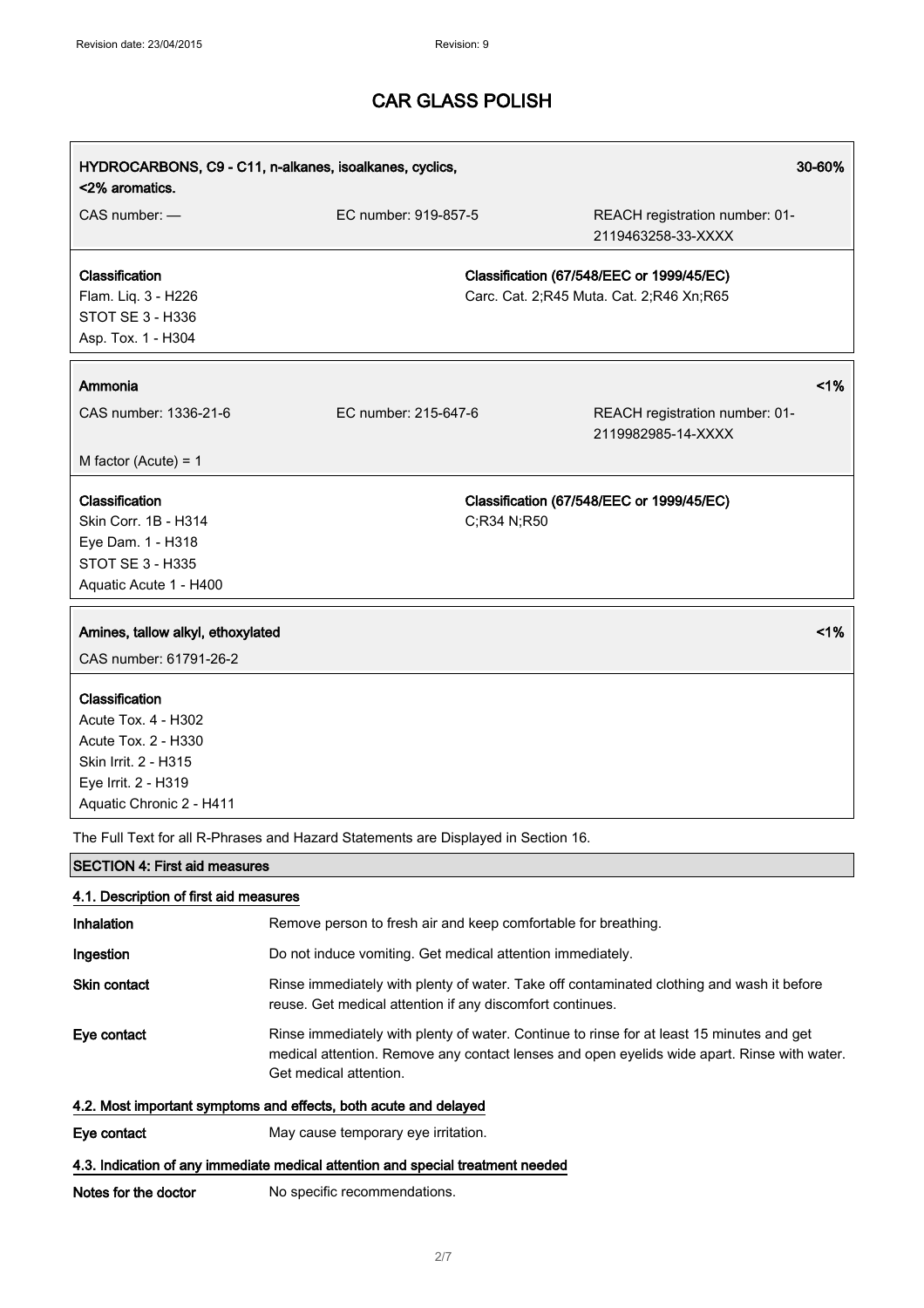# CAR GLASS POLISH

| HYDROCARBONS, C9 - C11, n-alkanes, isoalkanes, cyclics, <2% aromatics. | | 30-60% |
|---|---|---|
| CAS number: — | EC number: 919-857-5 | REACH registration number: 01-2119463258-33-XXXX |

| Classification | Classification (67/548/EEC or 1999/45/EC) |
|---|---|
| Flam. Liq. 3 - H226<br>STOT SE 3 - H336<br>Asp. Tox. 1 - H304 | Carc. Cat. 2;R45 Muta. Cat. 2;R46 Xn;R65 |

| Ammonia | | <1% |
|---|---|---|
| CAS number: 1336-21-6 | EC number: 215-647-6 | REACH registration number: 01-2119982985-14-XXXX |
| M factor (Acute) = 1 | | |

| Classification | Classification (67/548/EEC or 1999/45/EC) |
|---|---|
| Skin Corr. 1B - H314<br>Eye Dam. 1 - H318<br>STOT SE 3 - H335<br>Aquatic Acute 1 - H400 | C;R34 N;R50 |

| Amines, tallow alkyl, ethoxylated | <1% |
|---|---|
| CAS number: 61791-26-2 | |

| Classification |
|---|
| Acute Tox. 4 - H302<br>Acute Tox. 2 - H330<br>Skin Irrit. 2 - H315<br>Eye Irrit. 2 - H319<br>Aquatic Chronic 2 - H411 |

The Full Text for all R-Phrases and Hazard Statements are Displayed in Section 16.

## SECTION 4: First aid measures

### 4.1. Description of first aid measures

**Inhalation** Remove person to fresh air and keep comfortable for breathing.

**Ingestion** Do not induce vomiting. Get medical attention immediately.

**Skin contact** Rinse immediately with plenty of water. Take off contaminated clothing and wash it before reuse. Get medical attention if any discomfort continues.

**Eye contact** Rinse immediately with plenty of water. Continue to rinse for at least 15 minutes and get medical attention. Remove any contact lenses and open eyelids wide apart. Rinse with water. Get medical attention.

### 4.2. Most important symptoms and effects, both acute and delayed

**Eye contact** May cause temporary eye irritation.

### 4.3. Indication of any immediate medical attention and special treatment needed

**Notes for the doctor** No specific recommendations.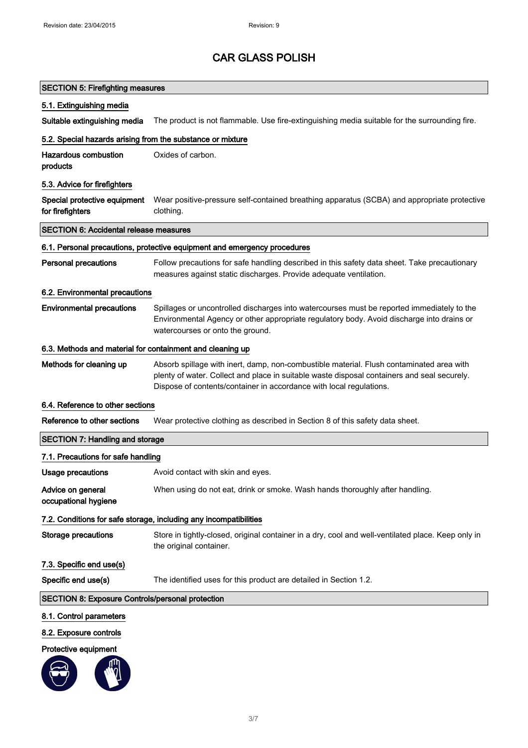# CAR GLASS POLISH

## SECTION 5: Firefighting measures

### 5.1. Extinguishing media

**Suitable extinguishing media** The product is not flammable. Use fire-extinguishing media suitable for the surrounding fire.

### 5.2. Special hazards arising from the substance or mixture

**Hazardous combustion products** Oxides of carbon.

### 5.3. Advice for firefighters

**Special protective equipment for firefighters** Wear positive-pressure self-contained breathing apparatus (SCBA) and appropriate protective clothing.

## SECTION 6: Accidental release measures

### 6.1. Personal precautions, protective equipment and emergency procedures

**Personal precautions** Follow precautions for safe handling described in this safety data sheet. Take precautionary measures against static discharges. Provide adequate ventilation.

### 6.2. Environmental precautions

**Environmental precautions** Spillages or uncontrolled discharges into watercourses must be reported immediately to the Environmental Agency or other appropriate regulatory body. Avoid discharge into drains or watercourses or onto the ground.

### 6.3. Methods and material for containment and cleaning up

**Methods for cleaning up** Absorb spillage with inert, damp, non-combustible material. Flush contaminated area with plenty of water. Collect and place in suitable waste disposal containers and seal securely. Dispose of contents/container in accordance with local regulations.

### 6.4. Reference to other sections

**Reference to other sections** Wear protective clothing as described in Section 8 of this safety data sheet.

## SECTION 7: Handling and storage

### 7.1. Precautions for safe handling

**Usage precautions** Avoid contact with skin and eyes.

**Advice on general occupational hygiene** When using do not eat, drink or smoke. Wash hands thoroughly after handling.

### 7.2. Conditions for safe storage, including any incompatibilities

**Storage precautions** Store in tightly-closed, original container in a dry, cool and well-ventilated place. Keep only in the original container.

### 7.3. Specific end use(s)

**Specific end use(s)** The identified uses for this product are detailed in Section 1.2.

## SECTION 8: Exposure Controls/personal protection

### 8.1. Control parameters

### 8.2. Exposure controls

**Protective equipment**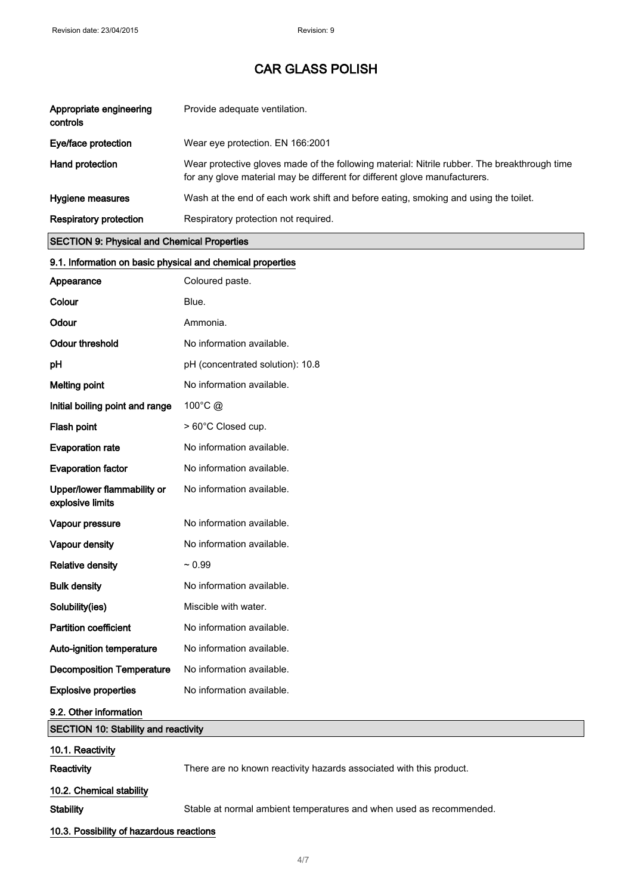# CAR GLASS POLISH

| | |
|---|---|
| **Appropriate engineering controls** | Provide adequate ventilation. |
| **Eye/face protection** | Wear eye protection. EN 166:2001 |
| **Hand protection** | Wear protective gloves made of the following material: Nitrile rubber. The breakthrough time for any glove material may be different for different glove manufacturers. |
| **Hygiene measures** | Wash at the end of each work shift and before eating, smoking and using the toilet. |
| **Respiratory protection** | Respiratory protection not required. |

## SECTION 9: Physical and Chemical Properties

### 9.1. Information on basic physical and chemical properties

| | |
|---|---|
| **Appearance** | Coloured paste. |
| **Colour** | Blue. |
| **Odour** | Ammonia. |
| **Odour threshold** | No information available. |
| **pH** | pH (concentrated solution): 10.8 |
| **Melting point** | No information available. |
| **Initial boiling point and range** | 100°C @ |
| **Flash point** | > 60°C Closed cup. |
| **Evaporation rate** | No information available. |
| **Evaporation factor** | No information available. |
| **Upper/lower flammability or explosive limits** | No information available. |
| **Vapour pressure** | No information available. |
| **Vapour density** | No information available. |
| **Relative density** | ~ 0.99 |
| **Bulk density** | No information available. |
| **Solubility(ies)** | Miscible with water. |
| **Partition coefficient** | No information available. |
| **Auto-ignition temperature** | No information available. |
| **Decomposition Temperature** | No information available. |
| **Explosive properties** | No information available. |

### 9.2. Other information

## SECTION 10: Stability and reactivity

### 10.1. Reactivity

**Reactivity** There are no known reactivity hazards associated with this product.

### 10.2. Chemical stability

**Stability** Stable at normal ambient temperatures and when used as recommended.

### 10.3. Possibility of hazardous reactions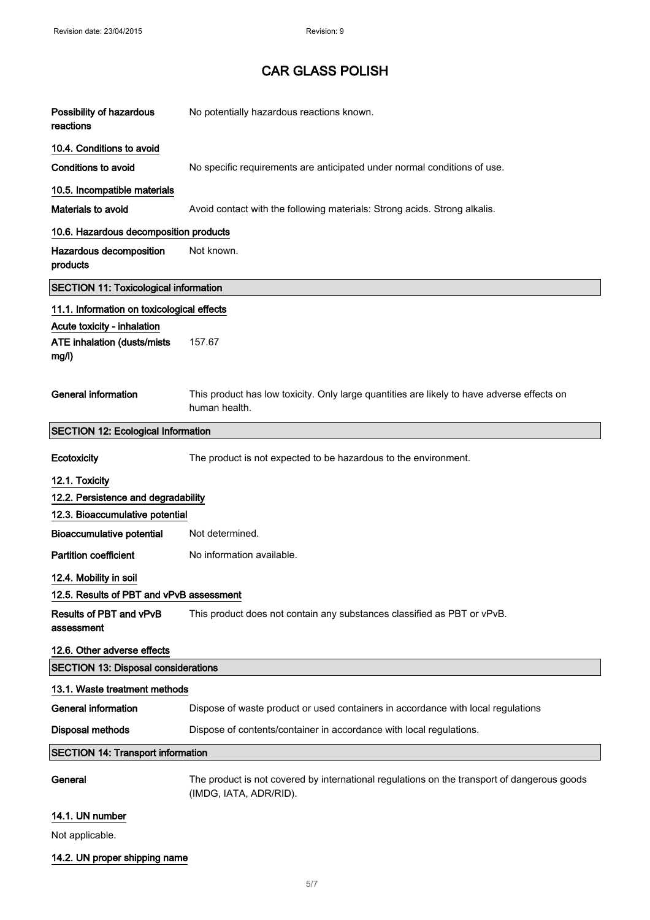| | |
|---|---|
| **Possibility of hazardous reactions** | No potentially hazardous reactions known. |

### 10.4. Conditions to avoid

| | |
|---|---|
| **Conditions to avoid** | No specific requirements are anticipated under normal conditions of use. |

### 10.5. Incompatible materials

| | |
|---|---|
| **Materials to avoid** | Avoid contact with the following materials: Strong acids. Strong alkalis. |

### 10.6. Hazardous decomposition products

| | |
|---|---|
| **Hazardous decomposition products** | Not known. |

## SECTION 11: Toxicological information

### 11.1. Information on toxicological effects

**Acute toxicity - inhalation**

| | |
|---|---|
| **ATE inhalation (dusts/mists mg/l)** | 157.67 |
| **General information** | This product has low toxicity. Only large quantities are likely to have adverse effects on human health. |

## SECTION 12: Ecological Information

| | |
|---|---|
| **Ecotoxicity** | The product is not expected to be hazardous to the environment. |

### 12.1. Toxicity

### 12.2. Persistence and degradability

### 12.3. Bioaccumulative potential

| | |
|---|---|
| **Bioaccumulative potential** | Not determined. |
| **Partition coefficient** | No information available. |

### 12.4. Mobility in soil

### 12.5. Results of PBT and vPvB assessment

| | |
|---|---|
| **Results of PBT and vPvB assessment** | This product does not contain any substances classified as PBT or vPvB. |

### 12.6. Other adverse effects

## SECTION 13: Disposal considerations

### 13.1. Waste treatment methods

| | |
|---|---|
| **General information** | Dispose of waste product or used containers in accordance with local regulations |
| **Disposal methods** | Dispose of contents/container in accordance with local regulations. |

## SECTION 14: Transport information

| | |
|---|---|
| **General** | The product is not covered by international regulations on the transport of dangerous goods (IMDG, IATA, ADR/RID). |

### 14.1. UN number

Not applicable.

### 14.2. UN proper shipping name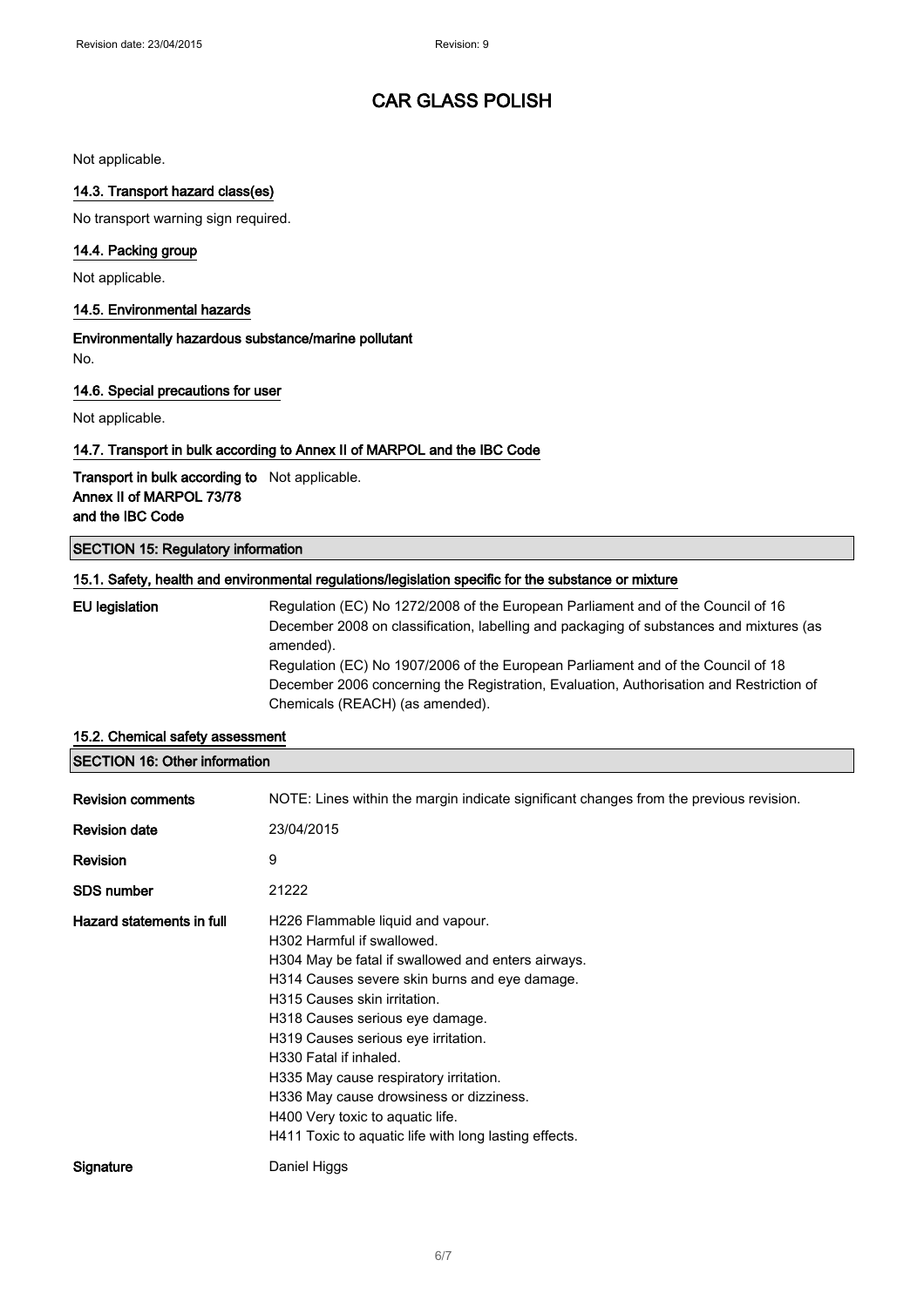Not applicable.

### 14.3. Transport hazard class(es)

No transport warning sign required.

### 14.4. Packing group

Not applicable.

### 14.5. Environmental hazards

**Environmentally hazardous substance/marine pollutant**

No.

### 14.6. Special precautions for user

Not applicable.

### 14.7. Transport in bulk according to Annex II of MARPOL and the IBC Code

| | |
|---|---|
| **Transport in bulk according to Annex II of MARPOL 73/78 and the IBC Code** | Not applicable. |

## SECTION 15: Regulatory information

### 15.1. Safety, health and environmental regulations/legislation specific for the substance or mixture

| | |
|---|---|
| **EU legislation** | Regulation (EC) No 1272/2008 of the European Parliament and of the Council of 16 December 2008 on classification, labelling and packaging of substances and mixtures (as amended). Regulation (EC) No 1907/2006 of the European Parliament and of the Council of 18 December 2006 concerning the Registration, Evaluation, Authorisation and Restriction of Chemicals (REACH) (as amended). |

### 15.2. Chemical safety assessment

## SECTION 16: Other information

| | |
|---|---|
| **Revision comments** | NOTE: Lines within the margin indicate significant changes from the previous revision. |
| **Revision date** | 23/04/2015 |
| **Revision** | 9 |
| **SDS number** | 21222 |
| **Hazard statements in full** | H226 Flammable liquid and vapour.<br>H302 Harmful if swallowed.<br>H304 May be fatal if swallowed and enters airways.<br>H314 Causes severe skin burns and eye damage.<br>H315 Causes skin irritation.<br>H318 Causes serious eye damage.<br>H319 Causes serious eye irritation.<br>H330 Fatal if inhaled.<br>H335 May cause respiratory irritation.<br>H336 May cause drowsiness or dizziness.<br>H400 Very toxic to aquatic life.<br>H411 Toxic to aquatic life with long lasting effects. |
| **Signature** | Daniel Higgs |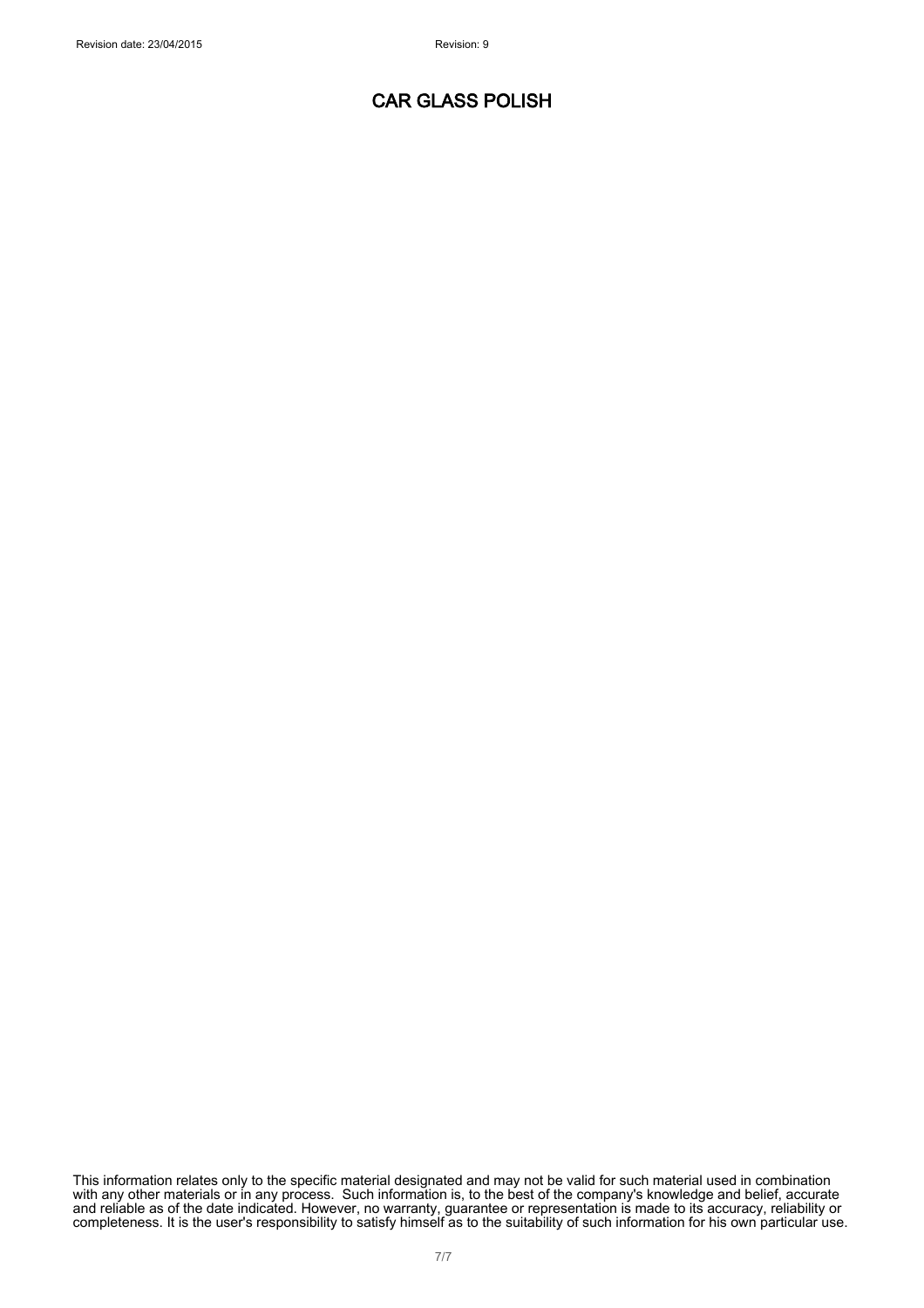This information relates only to the specific material designated and may not be valid for such material used in combination with any other materials or in any process. Such information is, to the best of the company's knowledge and belief, accurate and reliable as of the date indicated. However, no warranty, guarantee or representation is made to its accuracy, reliability or completeness. It is the user's responsibility to satisfy himself as to the suitability of such information for his own particular use.